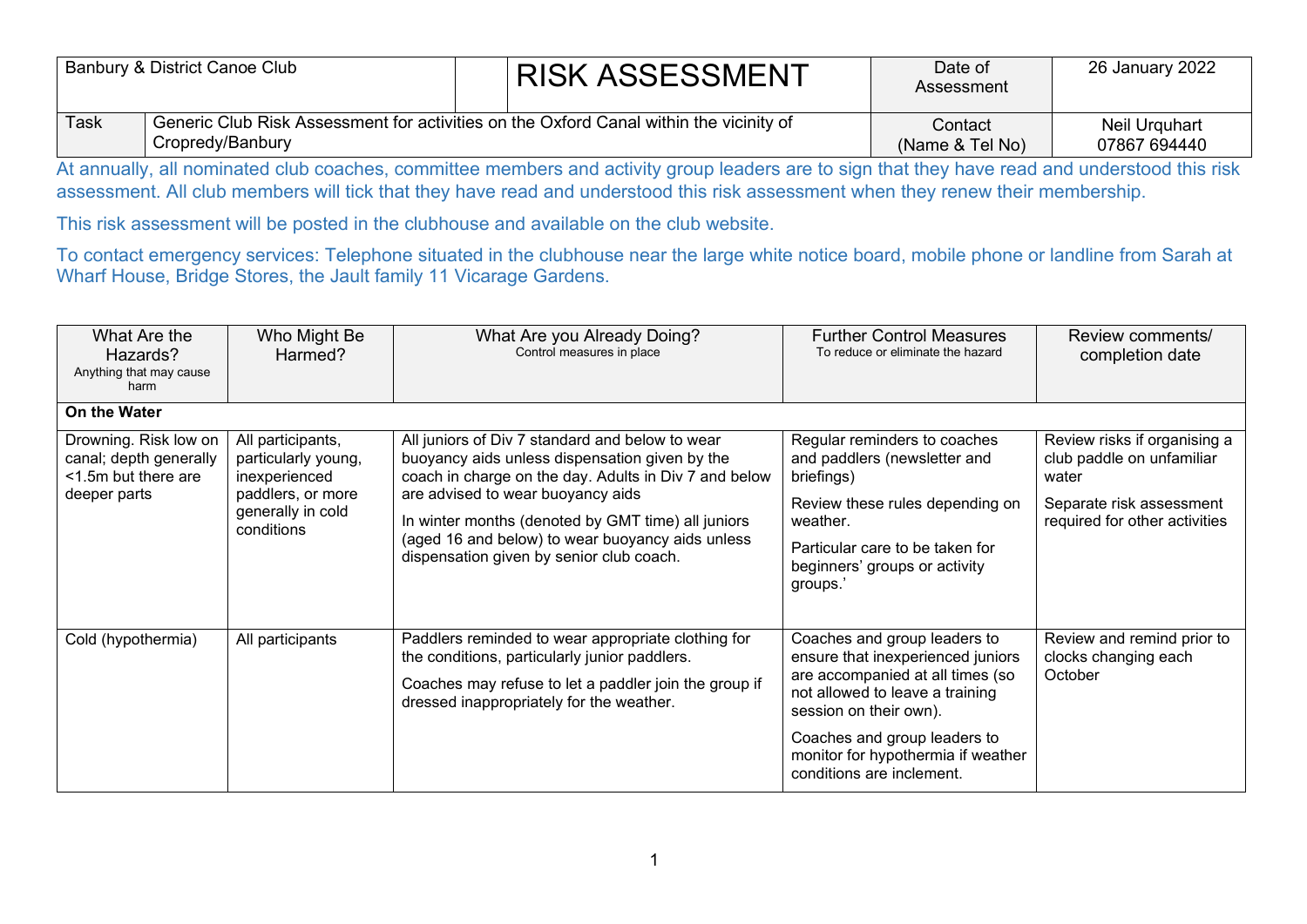| Banbury & District Canoe Club | | | RISK ASSESSMENT | Date of Assessment | 26 January 2022 |
|---|---|---|---|---|---|
| Task | Generic Club Risk Assessment for activities on the Oxford Canal within the vicinity of Cropredy/Banbury | | | Contact (Name & Tel No) | Neil Urquhart 07867 694440 |

At annually, all nominated club coaches, committee members and activity group leaders are to sign that they have read and understood this risk assessment. All club members will tick that they have read and understood this risk assessment when they renew their membership.

This risk assessment will be posted in the clubhouse and available on the club website.

To contact emergency services: Telephone situated in the clubhouse near the large white notice board, mobile phone or landline from Sarah at Wharf House, Bridge Stores, the Jault family 11 Vicarage Gardens.

| What Are the Hazards? Anything that may cause harm | Who Might Be Harmed? | What Are you Already Doing? Control measures in place | Further Control Measures To reduce or eliminate the hazard | Review comments/ completion date |
|---|---|---|---|---|
| **On the Water** | | | | |
| Drowning. Risk low on canal; depth generally <1.5m but there are deeper parts | All participants, particularly young, inexperienced paddlers, or more generally in cold conditions | All juniors of Div 7 standard and below to wear buoyancy aids unless dispensation given by the coach in charge on the day. Adults in Div 7 and below are advised to wear buoyancy aids<br><br>In winter months (denoted by GMT time) all juniors (aged 16 and below) to wear buoyancy aids unless dispensation given by senior club coach. | Regular reminders to coaches and paddlers (newsletter and briefings)<br><br>Review these rules depending on weather.<br><br>Particular care to be taken for beginners' groups or activity groups.' | Review risks if organising a club paddle on unfamiliar water<br><br>Separate risk assessment required for other activities |
| Cold (hypothermia) | All participants | Paddlers reminded to wear appropriate clothing for the conditions, particularly junior paddlers.<br><br>Coaches may refuse to let a paddler join the group if dressed inappropriately for the weather. | Coaches and group leaders to ensure that inexperienced juniors are accompanied at all times (so not allowed to leave a training session on their own).<br><br>Coaches and group leaders to monitor for hypothermia if weather conditions are inclement. | Review and remind prior to clocks changing each October |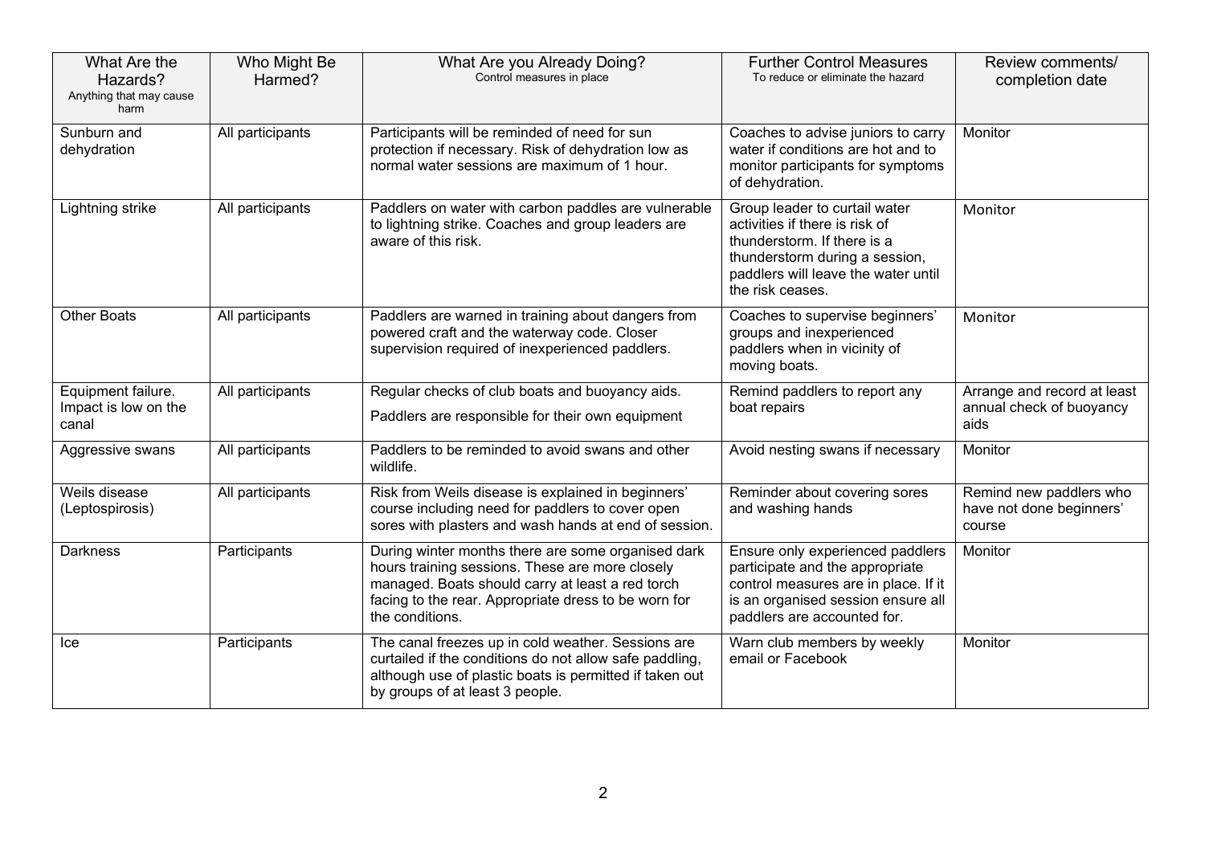| What Are the Hazards? Anything that may cause harm | Who Might Be Harmed? | What Are you Already Doing? Control measures in place | Further Control Measures To reduce or eliminate the hazard | Review comments/ completion date |
|---|---|---|---|---|
| Sunburn and dehydration | All participants | Participants will be reminded of need for sun protection if necessary. Risk of dehydration low as normal water sessions are maximum of 1 hour. | Coaches to advise juniors to carry water if conditions are hot and to monitor participants for symptoms of dehydration. | Monitor |
| Lightning strike | All participants | Paddlers on water with carbon paddles are vulnerable to lightning strike. Coaches and group leaders are aware of this risk. | Group leader to curtail water activities if there is risk of thunderstorm. If there is a thunderstorm during a session, paddlers will leave the water until the risk ceases. | Monitor |
| Other Boats | All participants | Paddlers are warned in training about dangers from powered craft and the waterway code. Closer supervision required of inexperienced paddlers. | Coaches to supervise beginners' groups and inexperienced paddlers when in vicinity of moving boats. | Monitor |
| Equipment failure. Impact is low on the canal | All participants | Regular checks of club boats and buoyancy aids. Paddlers are responsible for their own equipment | Remind paddlers to report any boat repairs | Arrange and record at least annual check of buoyancy aids |
| Aggressive swans | All participants | Paddlers to be reminded to avoid swans and other wildlife. | Avoid nesting swans if necessary | Monitor |
| Weils disease (Leptospirosis) | All participants | Risk from Weils disease is explained in beginners' course including need for paddlers to cover open sores with plasters and wash hands at end of session. | Reminder about covering sores and washing hands | Remind new paddlers who have not done beginners' course |
| Darkness | Participants | During winter months there are some organised dark hours training sessions. These are more closely managed. Boats should carry at least a red torch facing to the rear. Appropriate dress to be worn for the conditions. | Ensure only experienced paddlers participate and the appropriate control measures are in place. If it is an organised session ensure all paddlers are accounted for. | Monitor |
| Ice | Participants | The canal freezes up in cold weather. Sessions are curtailed if the conditions do not allow safe paddling, although use of plastic boats is permitted if taken out by groups of at least 3 people. | Warn club members by weekly email or Facebook | Monitor |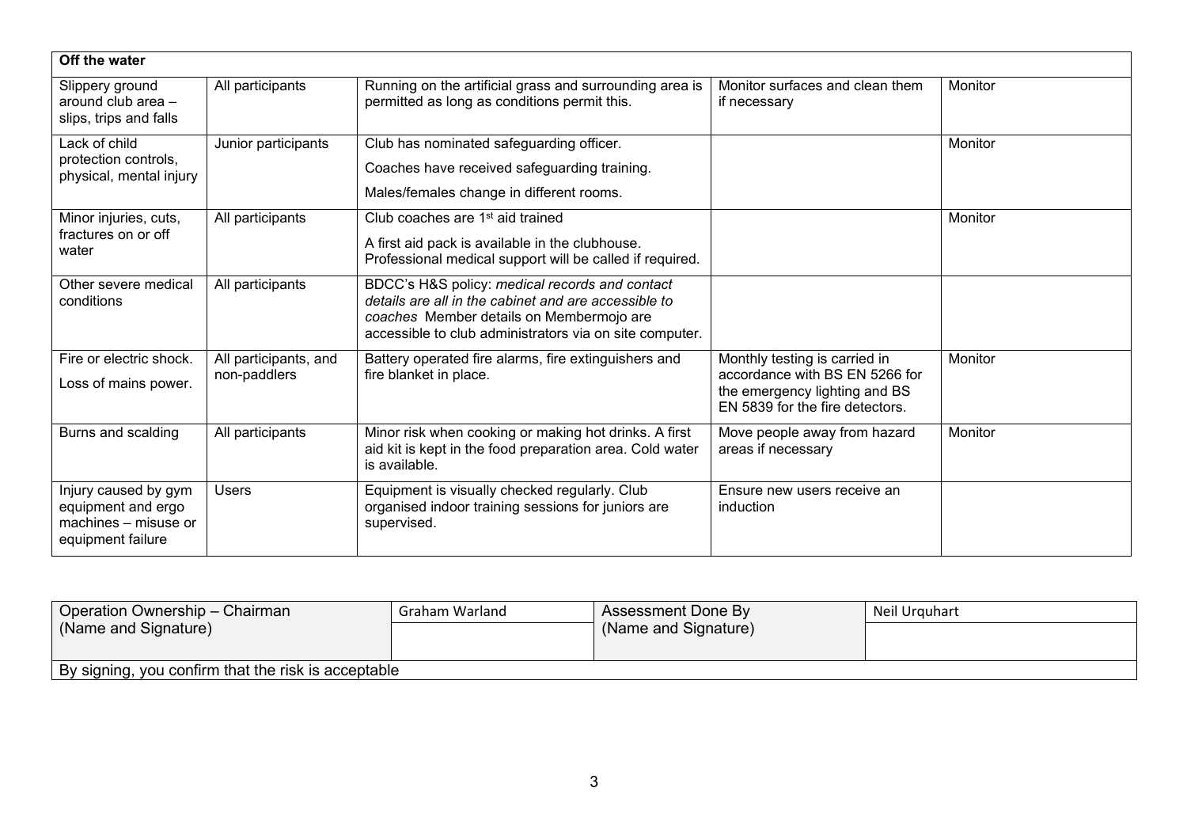| Off the water | | | | |
|---|---|---|---|---|
| Slippery ground around club area – slips, trips and falls | All participants | Running on the artificial grass and surrounding area is permitted as long as conditions permit this. | Monitor surfaces and clean them if necessary | Monitor |
| Lack of child protection controls, physical, mental injury | Junior participants | Club has nominated safeguarding officer.<br>Coaches have received safeguarding training.<br>Males/females change in different rooms. | | Monitor |
| Minor injuries, cuts, fractures on or off water | All participants | Club coaches are 1st aid trained<br>A first aid pack is available in the clubhouse. Professional medical support will be called if required. | | Monitor |
| Other severe medical conditions | All participants | BDCC's H&S policy: *medical records and contact details are all in the cabinet and are accessible to coaches* Member details on Membermojo are accessible to club administrators via on site computer. | | |
| Fire or electric shock.<br>Loss of mains power. | All participants, and non-paddlers | Battery operated fire alarms, fire extinguishers and fire blanket in place. | Monthly testing is carried in accordance with BS EN 5266 for the emergency lighting and BS EN 5839 for the fire detectors. | Monitor |
| Burns and scalding | All participants | Minor risk when cooking or making hot drinks. A first aid kit is kept in the food preparation area. Cold water is available. | Move people away from hazard areas if necessary | Monitor |
| Injury caused by gym equipment and ergo machines – misuse or equipment failure | Users | Equipment is visually checked regularly. Club organised indoor training sessions for juniors are supervised. | Ensure new users receive an induction | |

| | | | |
|---|---|---|---|
| Operation Ownership – Chairman (Name and Signature) | Graham Warland | Assessment Done By (Name and Signature) | Neil Urquhart |
| By signing, you confirm that the risk is acceptable | | | |